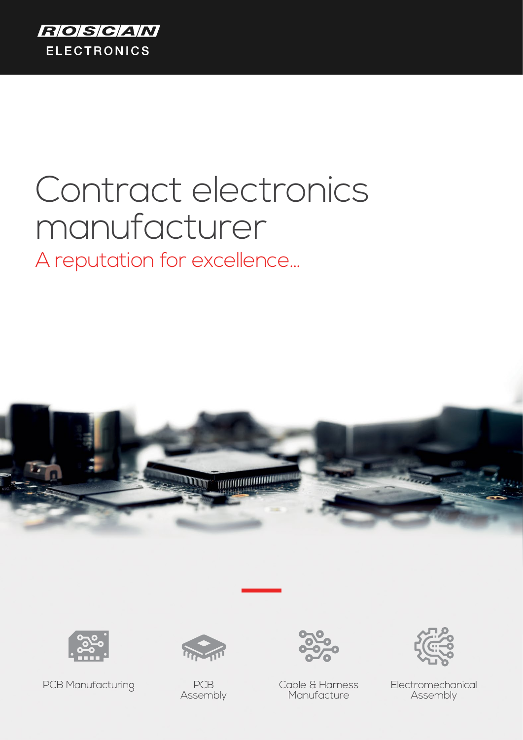ROSCAN ELECTRONICS

# Contract electronics manufacturer

## A reputation for excellence...

PCB Manufacturing

PCB Assembly

Cable & Harness Manufacture

Electromechanical Assembly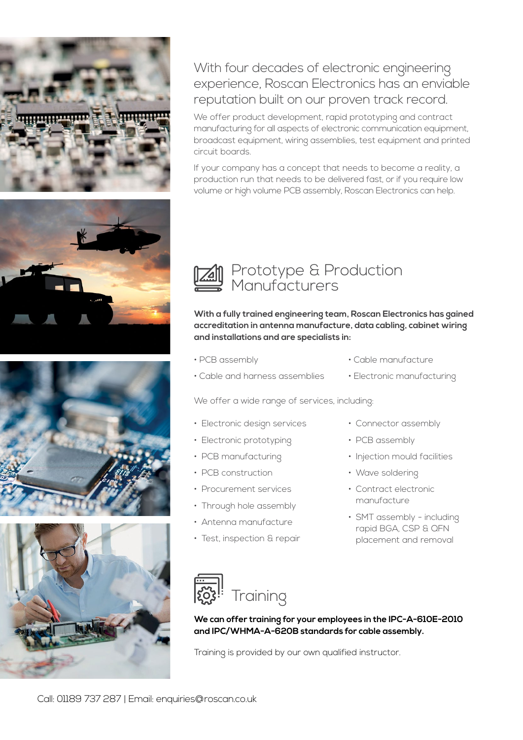With four decades of electronic engineering experience, Roscan Electronics has an enviable reputation built on our proven track record.

We offer product development, rapid prototyping and contract manufacturing for all aspects of electronic communication equipment, broadcast equipment, wiring assemblies, test equipment and printed circuit boards.

If your company has a concept that needs to become a reality, a production run that needs to be delivered fast, or if you require low volume or high volume PCB assembly, Roscan Electronics can help.

## Prototype & Production Manufacturers

**With a fully trained engineering team, Roscan Electronics has gained accreditation in antenna manufacture, data cabling, cabinet wiring and installations and are specialists in:**

- PCB assembly
- Cable and harness assemblies
- Cable manufacture
- Electronic manufacturing

We offer a wide range of services, including:

- Electronic design services
- Electronic prototyping
- PCB manufacturing
- PCB construction
- Procurement services
- Through hole assembly
- Antenna manufacture
- Test, inspection & repair
- Connector assembly
- PCB assembly
- Injection mould facilities
- Wave soldering
- Contract electronic manufacture
- SMT assembly - including rapid BGA, CSP & QFN placement and removal

## Training

**We can offer training for your employees in the IPC-A-610E-2010 and IPC/WHMA-A-620B standards for cable assembly.**

Training is provided by our own qualified instructor.

Call: 01189 737 287 | Email: enquiries@roscan.co.uk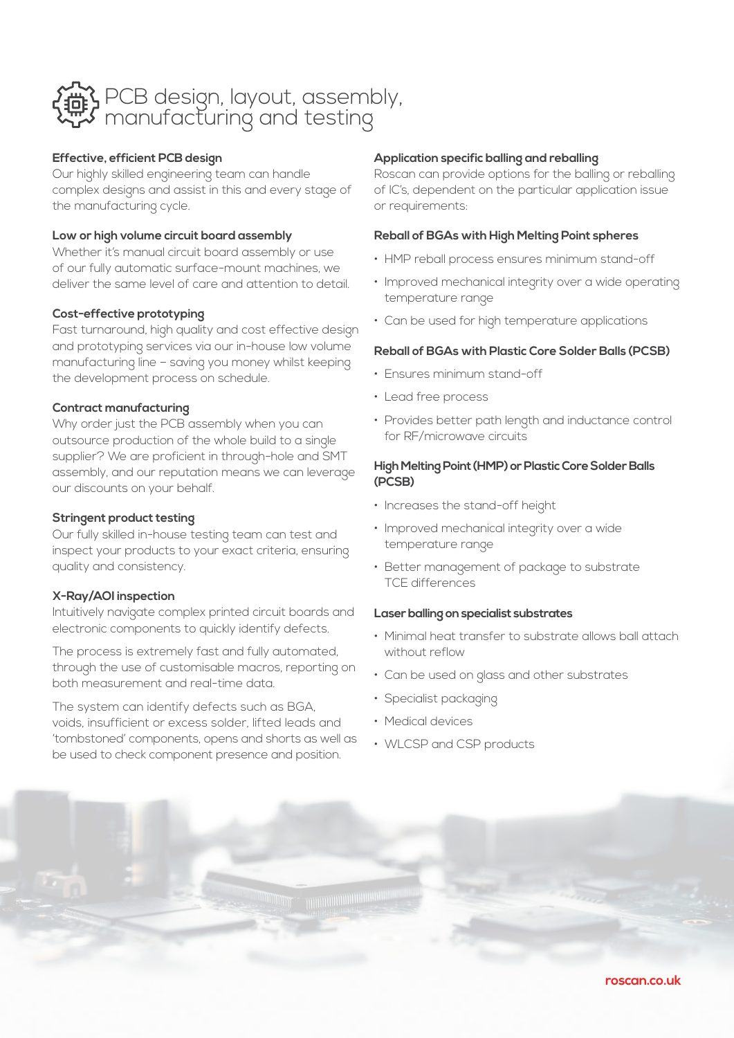# PCB design, layout, assembly, manufacturing and testing

**Effective, efficient PCB design**

Our highly skilled engineering team can handle complex designs and assist in this and every stage of the manufacturing cycle.

**Low or high volume circuit board assembly**

Whether it's manual circuit board assembly or use of our fully automatic surface-mount machines, we deliver the same level of care and attention to detail.

**Cost-effective prototyping**

Fast turnaround, high quality and cost effective design and prototyping services via our in-house low volume manufacturing line – saving you money whilst keeping the development process on schedule.

**Contract manufacturing**

Why order just the PCB assembly when you can outsource production of the whole build to a single supplier? We are proficient in through-hole and SMT assembly, and our reputation means we can leverage our discounts on your behalf.

**Stringent product testing**

Our fully skilled in-house testing team can test and inspect your products to your exact criteria, ensuring quality and consistency.

**X-Ray/AOI inspection**

Intuitively navigate complex printed circuit boards and electronic components to quickly identify defects.

The process is extremely fast and fully automated, through the use of customisable macros, reporting on both measurement and real-time data.

The system can identify defects such as BGA, voids, insufficient or excess solder, lifted leads and 'tombstoned' components, opens and shorts as well as be used to check component presence and position.

**Application specific balling and reballing**

Roscan can provide options for the balling or reballing of IC's, dependent on the particular application issue or requirements:

**Reball of BGAs with High Melting Point spheres**

- HMP reball process ensures minimum stand-off
- Improved mechanical integrity over a wide operating temperature range
- Can be used for high temperature applications

**Reball of BGAs with Plastic Core Solder Balls (PCSB)**

- Ensures minimum stand-off
- Lead free process
- Provides better path length and inductance control for RF/microwave circuits

**High Melting Point (HMP) or Plastic Core Solder Balls (PCSB)**

- Increases the stand-off height
- Improved mechanical integrity over a wide temperature range
- Better management of package to substrate TCE differences

**Laser balling on specialist substrates**

- Minimal heat transfer to substrate allows ball attach without reflow
- Can be used on glass and other substrates
- Specialist packaging
- Medical devices
- WLCSP and CSP products

roscan.co.uk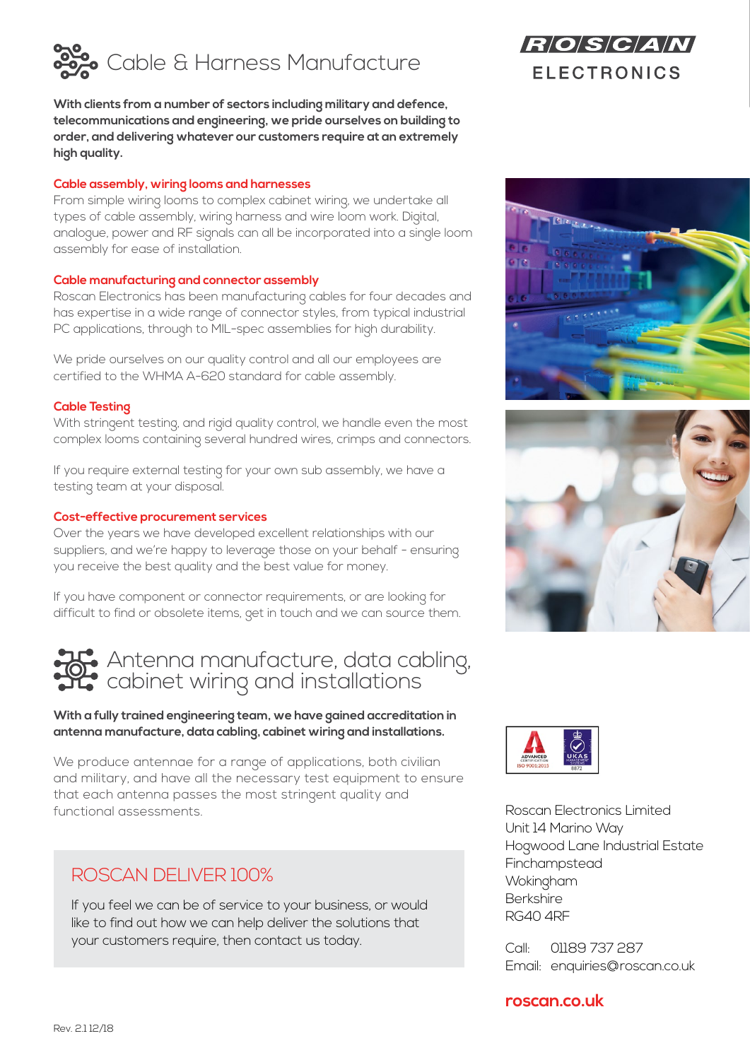# Cable & Harness Manufacture

ROSCAN
ELECTRONICS

**With clients from a number of sectors including military and defence, telecommunications and engineering, we pride ourselves on building to order, and delivering whatever our customers require at an extremely high quality.**

### Cable assembly, wiring looms and harnesses

From simple wiring looms to complex cabinet wiring, we undertake all types of cable assembly, wiring harness and wire loom work. Digital, analogue, power and RF signals can all be incorporated into a single loom assembly for ease of installation.

### Cable manufacturing and connector assembly

Roscan Electronics has been manufacturing cables for four decades and has expertise in a wide range of connector styles, from typical industrial PC applications, through to MIL-spec assemblies for high durability.

We pride ourselves on our quality control and all our employees are certified to the WHMA A-620 standard for cable assembly.

### Cable Testing

With stringent testing, and rigid quality control, we handle even the most complex looms containing several hundred wires, crimps and connectors.

If you require external testing for your own sub assembly, we have a testing team at your disposal.

### Cost-effective procurement services

Over the years we have developed excellent relationships with our suppliers, and we're happy to leverage those on your behalf - ensuring you receive the best quality and the best value for money.

If you have component or connector requirements, or are looking for difficult to find or obsolete items, get in touch and we can source them.

# Antenna manufacture, data cabling, cabinet wiring and installations

**With a fully trained engineering team, we have gained accreditation in antenna manufacture, data cabling, cabinet wiring and installations.**

We produce antennae for a range of applications, both civilian and military, and have all the necessary test equipment to ensure that each antenna passes the most stringent quality and functional assessments.

## ROSCAN DELIVER 100%

If you feel we can be of service to your business, or would like to find out how we can help deliver the solutions that your customers require, then contact us today.

ADVANCED CERTIFICATION ISO 9001:2015 — UKAS MANAGEMENT SYSTEMS 8872

Roscan Electronics Limited
Unit 14 Marino Way
Hogwood Lane Industrial Estate
Finchampstead
Wokingham
Berkshire
RG40 4RF

Call: 01189 737 287
Email: enquiries@roscan.co.uk

**roscan.co.uk**

Rev. 2.1 12/18